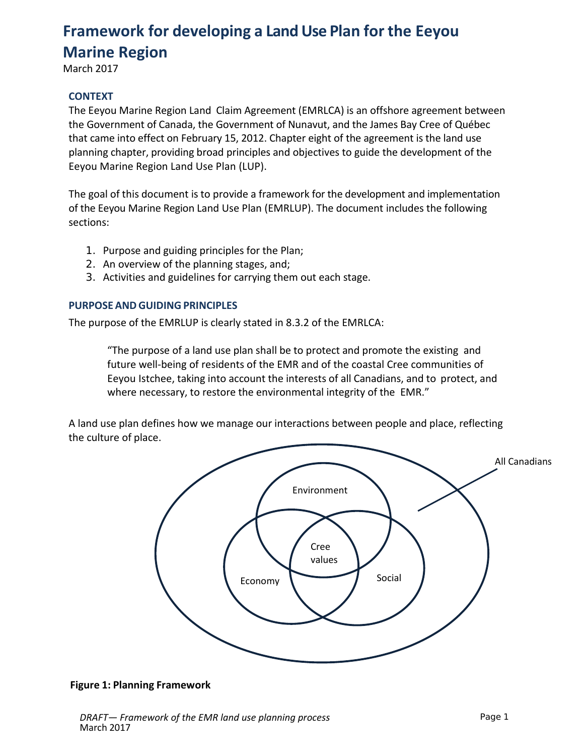# Framework for developing a Land Use Plan for the Eeyou Marine Region

March 2017

## CONTEXT

The Eeyou Marine Region Land Claim Agreement (EMRLCA) is an offshore agreement between the Government of Canada, the Government of Nunavut, and the James Bay Cree of Québec that came into effect on February 15, 2012. Chapter eight of the agreement is the land use planning chapter, providing broad principles and objectives to guide the development of the Eeyou Marine Region Land Use Plan (LUP).

The goal of this document is to provide a framework for the development and implementation of the Eeyou Marine Region Land Use Plan (EMRLUP). The document includes the following sections:

1. Purpose and guiding principles for the Plan;
2. An overview of the planning stages, and;
3. Activities and guidelines for carrying them out each stage.

## PURPOSE AND GUIDING PRINCIPLES

The purpose of the EMRLUP is clearly stated in 8.3.2 of the EMRLCA:

> "The purpose of a land use plan shall be to protect and promote the existing and future well-being of residents of the EMR and of the coastal Cree communities of Eeyou Istchee, taking into account the interests of all Canadians, and to protect, and where necessary, to restore the environmental integrity of the EMR."

A land use plan defines how we manage our interactions between people and place, reflecting the culture of place.

All Canadians

Environment

Cree values

Economy

Social

**Figure 1: Planning Framework**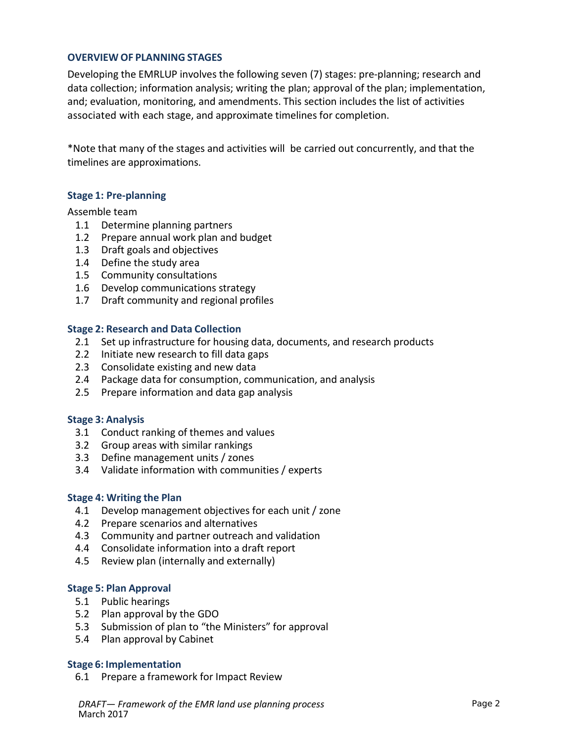## OVERVIEW OF PLANNING STAGES

Developing the EMRLUP involves the following seven (7) stages: pre-planning; research and data collection; information analysis; writing the plan; approval of the plan; implementation, and; evaluation, monitoring, and amendments. This section includes the list of activities associated with each stage, and approximate timelines for completion.

*Note that many of the stages and activities will be carried out concurrently, and that the timelines are approximations.

### Stage 1: Pre-planning

Assemble team

- 1.1 Determine planning partners
- 1.2 Prepare annual work plan and budget
- 1.3 Draft goals and objectives
- 1.4 Define the study area
- 1.5 Community consultations
- 1.6 Develop communications strategy
- 1.7 Draft community and regional profiles

### Stage 2: Research and Data Collection

- 2.1 Set up infrastructure for housing data, documents, and research products
- 2.2 Initiate new research to fill data gaps
- 2.3 Consolidate existing and new data
- 2.4 Package data for consumption, communication, and analysis
- 2.5 Prepare information and data gap analysis

### Stage 3: Analysis

- 3.1 Conduct ranking of themes and values
- 3.2 Group areas with similar rankings
- 3.3 Define management units / zones
- 3.4 Validate information with communities / experts

### Stage 4: Writing the Plan

- 4.1 Develop management objectives for each unit / zone
- 4.2 Prepare scenarios and alternatives
- 4.3 Community and partner outreach and validation
- 4.4 Consolidate information into a draft report
- 4.5 Review plan (internally and externally)

### Stage 5: Plan Approval

- 5.1 Public hearings
- 5.2 Plan approval by the GDO
- 5.3 Submission of plan to "the Ministers" for approval
- 5.4 Plan approval by Cabinet

### Stage 6: Implementation

- 6.1 Prepare a framework for Impact Review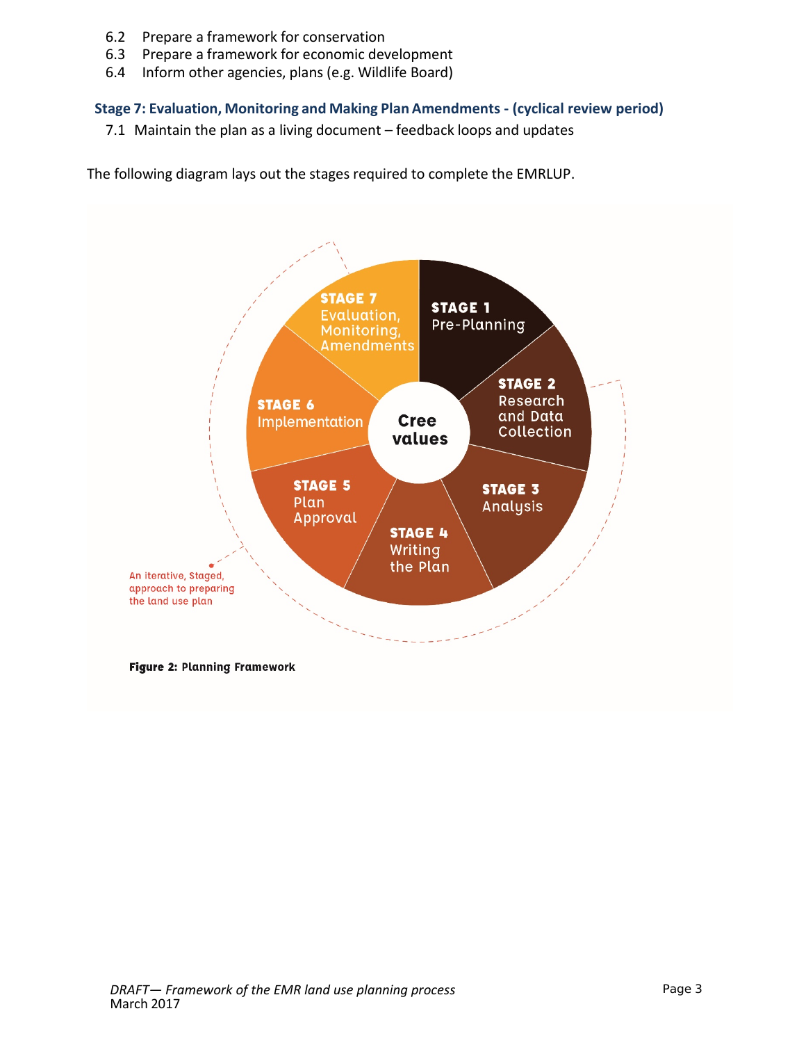6.2 Prepare a framework for conservation
6.3 Prepare a framework for economic development
6.4 Inform other agencies, plans (e.g. Wildlife Board)

### Stage 7: Evaluation, Monitoring and Making Plan Amendments - (cyclical review period)

7.1 Maintain the plan as a living document – feedback loops and updates

The following diagram lays out the stages required to complete the EMRLUP.

**STAGE 1** Pre-Planning

**STAGE 2** Research and Data Collection

**STAGE 3** Analysis

**STAGE 4** Writing the Plan

**STAGE 5** Plan Approval

**STAGE 6** Implementation

**STAGE 7** Evaluation, Monitoring, Amendments

Cree values

An iterative, Staged, approach to preparing the land use plan

**Figure 2: Planning Framework**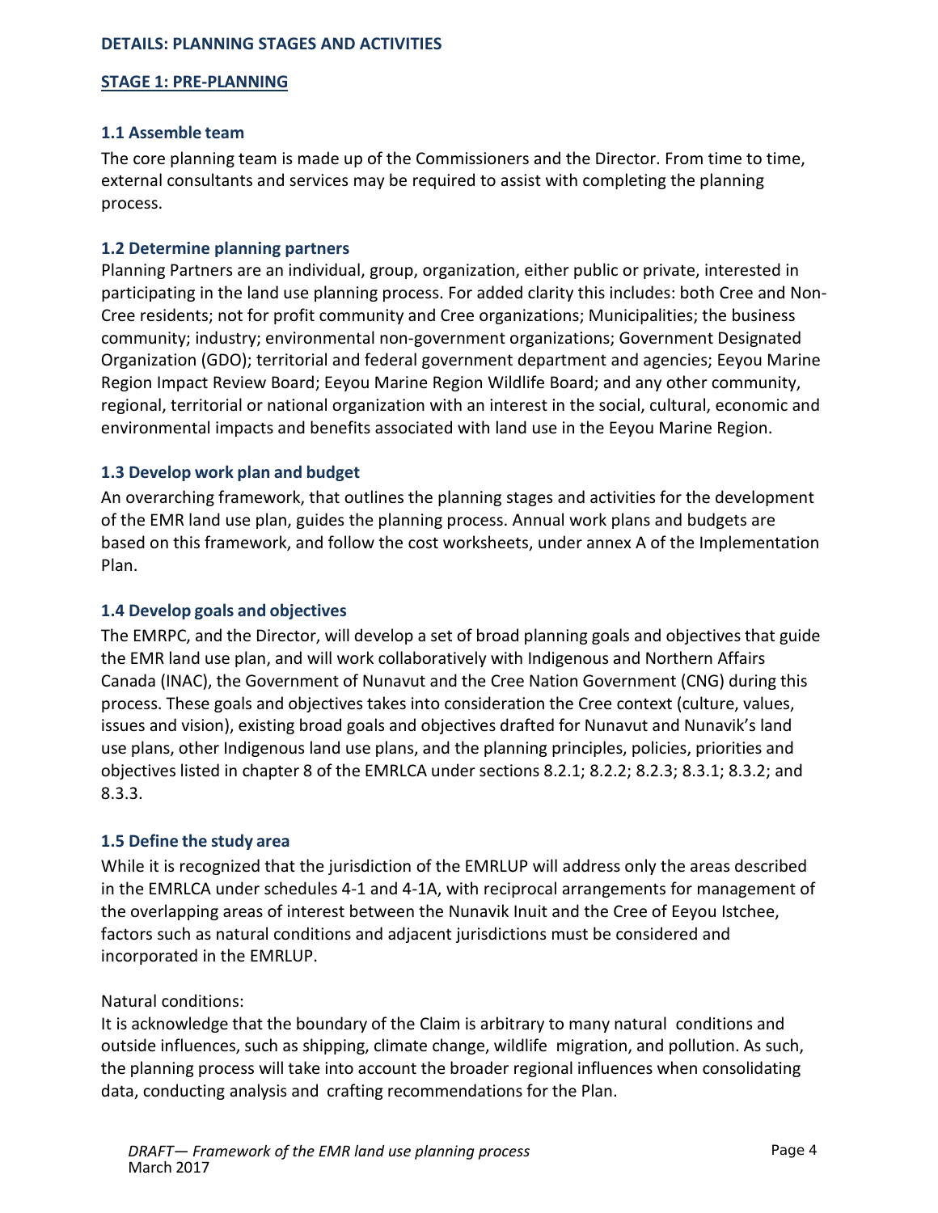## DETAILS: PLANNING STAGES AND ACTIVITIES

### STAGE 1: PRE-PLANNING

#### 1.1 Assemble team

The core planning team is made up of the Commissioners and the Director. From time to time, external consultants and services may be required to assist with completing the planning process.

#### 1.2 Determine planning partners

Planning Partners are an individual, group, organization, either public or private, interested in participating in the land use planning process. For added clarity this includes: both Cree and Non-Cree residents; not for profit community and Cree organizations; Municipalities; the business community; industry; environmental non-government organizations; Government Designated Organization (GDO); territorial and federal government department and agencies; Eeyou Marine Region Impact Review Board; Eeyou Marine Region Wildlife Board; and any other community, regional, territorial or national organization with an interest in the social, cultural, economic and environmental impacts and benefits associated with land use in the Eeyou Marine Region.

#### 1.3 Develop work plan and budget

An overarching framework, that outlines the planning stages and activities for the development of the EMR land use plan, guides the planning process. Annual work plans and budgets are based on this framework, and follow the cost worksheets, under annex A of the Implementation Plan.

#### 1.4 Develop goals and objectives

The EMRPC, and the Director, will develop a set of broad planning goals and objectives that guide the EMR land use plan, and will work collaboratively with Indigenous and Northern Affairs Canada (INAC), the Government of Nunavut and the Cree Nation Government (CNG) during this process. These goals and objectives takes into consideration the Cree context (culture, values, issues and vision), existing broad goals and objectives drafted for Nunavut and Nunavik's land use plans, other Indigenous land use plans, and the planning principles, policies, priorities and objectives listed in chapter 8 of the EMRLCA under sections 8.2.1; 8.2.2; 8.2.3; 8.3.1; 8.3.2; and 8.3.3.

#### 1.5 Define the study area

While it is recognized that the jurisdiction of the EMRLUP will address only the areas described in the EMRLCA under schedules 4-1 and 4-1A, with reciprocal arrangements for management of the overlapping areas of interest between the Nunavik Inuit and the Cree of Eeyou Istchee, factors such as natural conditions and adjacent jurisdictions must be considered and incorporated in the EMRLUP.

Natural conditions:

It is acknowledge that the boundary of the Claim is arbitrary to many natural conditions and outside influences, such as shipping, climate change, wildlife migration, and pollution. As such, the planning process will take into account the broader regional influences when consolidating data, conducting analysis and crafting recommendations for the Plan.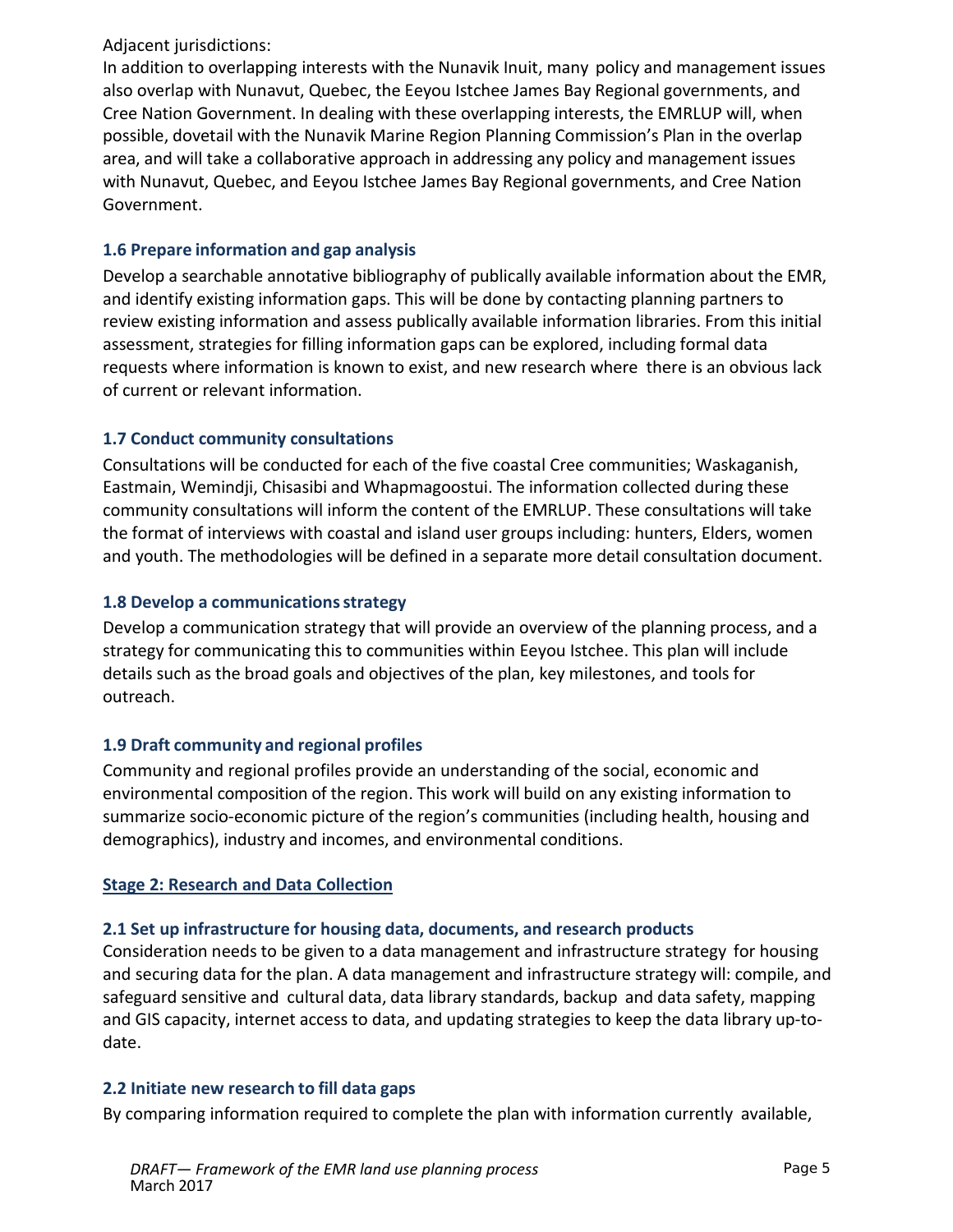Adjacent jurisdictions:
In addition to overlapping interests with the Nunavik Inuit, many policy and management issues also overlap with Nunavut, Quebec, the Eeyou Istchee James Bay Regional governments, and Cree Nation Government. In dealing with these overlapping interests, the EMRLUP will, when possible, dovetail with the Nunavik Marine Region Planning Commission's Plan in the overlap area, and will take a collaborative approach in addressing any policy and management issues with Nunavut, Quebec, and Eeyou Istchee James Bay Regional governments, and Cree Nation Government.

### 1.6 Prepare information and gap analysis

Develop a searchable annotative bibliography of publically available information about the EMR, and identify existing information gaps. This will be done by contacting planning partners to review existing information and assess publically available information libraries. From this initial assessment, strategies for filling information gaps can be explored, including formal data requests where information is known to exist, and new research where there is an obvious lack of current or relevant information.

### 1.7 Conduct community consultations

Consultations will be conducted for each of the five coastal Cree communities; Waskaganish, Eastmain, Wemindji, Chisasibi and Whapmagoostui. The information collected during these community consultations will inform the content of the EMRLUP. These consultations will take the format of interviews with coastal and island user groups including: hunters, Elders, women and youth. The methodologies will be defined in a separate more detail consultation document.

### 1.8 Develop a communications strategy

Develop a communication strategy that will provide an overview of the planning process, and a strategy for communicating this to communities within Eeyou Istchee. This plan will include details such as the broad goals and objectives of the plan, key milestones, and tools for outreach.

### 1.9 Draft community and regional profiles

Community and regional profiles provide an understanding of the social, economic and environmental composition of the region. This work will build on any existing information to summarize socio-economic picture of the region's communities (including health, housing and demographics), industry and incomes, and environmental conditions.

## Stage 2: Research and Data Collection

### 2.1 Set up infrastructure for housing data, documents, and research products

Consideration needs to be given to a data management and infrastructure strategy for housing and securing data for the plan. A data management and infrastructure strategy will: compile, and safeguard sensitive and cultural data, data library standards, backup and data safety, mapping and GIS capacity, internet access to data, and updating strategies to keep the data library up-to-date.

### 2.2 Initiate new research to fill data gaps

By comparing information required to complete the plan with information currently available,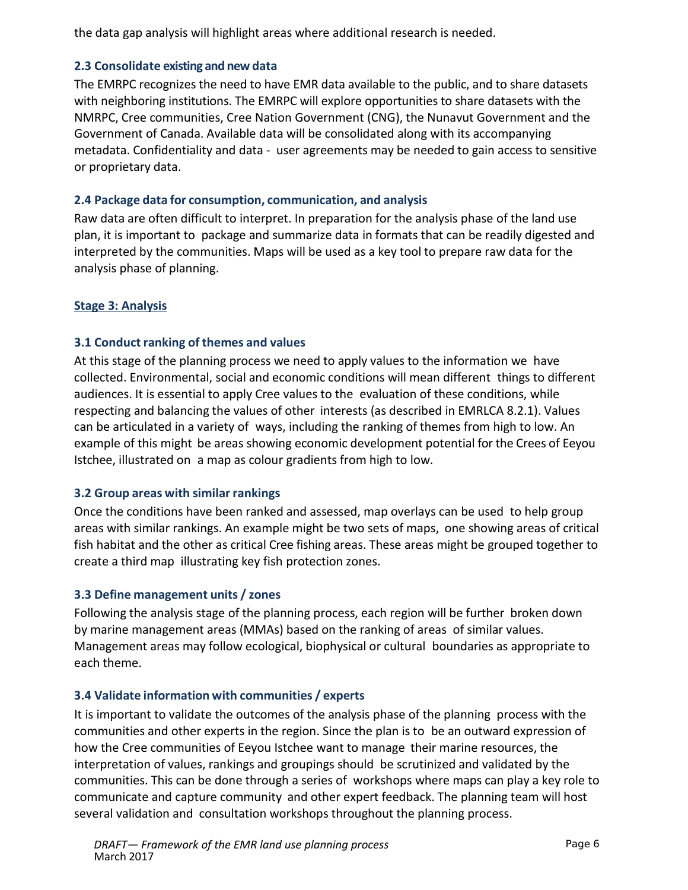the data gap analysis will highlight areas where additional research is needed.

### 2.3 Consolidate existing and new data

The EMRPC recognizes the need to have EMR data available to the public, and to share datasets with neighboring institutions. The EMRPC will explore opportunities to share datasets with the NMRPC, Cree communities, Cree Nation Government (CNG), the Nunavut Government and the Government of Canada. Available data will be consolidated along with its accompanying metadata. Confidentiality and data - user agreements may be needed to gain access to sensitive or proprietary data.

### 2.4 Package data for consumption, communication, and analysis

Raw data are often difficult to interpret. In preparation for the analysis phase of the land use plan, it is important to package and summarize data in formats that can be readily digested and interpreted by the communities. Maps will be used as a key tool to prepare raw data for the analysis phase of planning.

## Stage 3: Analysis

### 3.1 Conduct ranking of themes and values

At this stage of the planning process we need to apply values to the information we have collected. Environmental, social and economic conditions will mean different things to different audiences. It is essential to apply Cree values to the evaluation of these conditions, while respecting and balancing the values of other interests (as described in EMRLCA 8.2.1). Values can be articulated in a variety of ways, including the ranking of themes from high to low. An example of this might be areas showing economic development potential for the Crees of Eeyou Istchee, illustrated on a map as colour gradients from high to low.

### 3.2 Group areas with similar rankings

Once the conditions have been ranked and assessed, map overlays can be used to help group areas with similar rankings. An example might be two sets of maps, one showing areas of critical fish habitat and the other as critical Cree fishing areas. These areas might be grouped together to create a third map illustrating key fish protection zones.

### 3.3 Define management units / zones

Following the analysis stage of the planning process, each region will be further broken down by marine management areas (MMAs) based on the ranking of areas of similar values. Management areas may follow ecological, biophysical or cultural boundaries as appropriate to each theme.

### 3.4 Validate information with communities / experts

It is important to validate the outcomes of the analysis phase of the planning process with the communities and other experts in the region. Since the plan is to be an outward expression of how the Cree communities of Eeyou Istchee want to manage their marine resources, the interpretation of values, rankings and groupings should be scrutinized and validated by the communities. This can be done through a series of workshops where maps can play a key role to communicate and capture community and other expert feedback. The planning team will host several validation and consultation workshops throughout the planning process.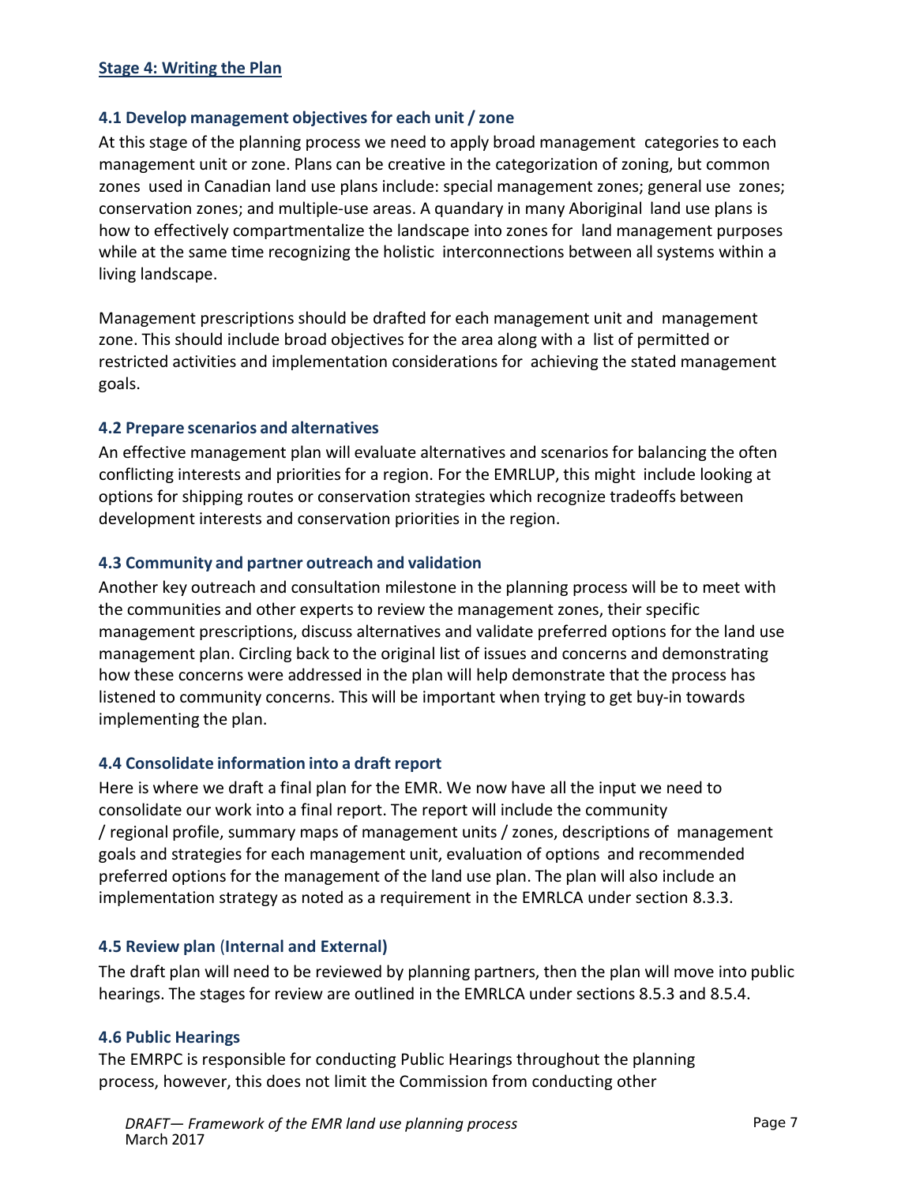## Stage 4: Writing the Plan

### 4.1 Develop management objectives for each unit / zone

At this stage of the planning process we need to apply broad management categories to each management unit or zone. Plans can be creative in the categorization of zoning, but common zones used in Canadian land use plans include: special management zones; general use zones; conservation zones; and multiple-use areas. A quandary in many Aboriginal land use plans is how to effectively compartmentalize the landscape into zones for land management purposes while at the same time recognizing the holistic interconnections between all systems within a living landscape.

Management prescriptions should be drafted for each management unit and management zone. This should include broad objectives for the area along with a list of permitted or restricted activities and implementation considerations for achieving the stated management goals.

### 4.2 Prepare scenarios and alternatives

An effective management plan will evaluate alternatives and scenarios for balancing the often conflicting interests and priorities for a region. For the EMRLUP, this might include looking at options for shipping routes or conservation strategies which recognize tradeoffs between development interests and conservation priorities in the region.

### 4.3 Community and partner outreach and validation

Another key outreach and consultation milestone in the planning process will be to meet with the communities and other experts to review the management zones, their specific management prescriptions, discuss alternatives and validate preferred options for the land use management plan. Circling back to the original list of issues and concerns and demonstrating how these concerns were addressed in the plan will help demonstrate that the process has listened to community concerns. This will be important when trying to get buy-in towards implementing the plan.

### 4.4 Consolidate information into a draft report

Here is where we draft a final plan for the EMR. We now have all the input we need to consolidate our work into a final report. The report will include the community / regional profile, summary maps of management units / zones, descriptions of management goals and strategies for each management unit, evaluation of options and recommended preferred options for the management of the land use plan. The plan will also include an implementation strategy as noted as a requirement in the EMRLCA under section 8.3.3.

### 4.5 Review plan (Internal and External)

The draft plan will need to be reviewed by planning partners, then the plan will move into public hearings. The stages for review are outlined in the EMRLCA under sections 8.5.3 and 8.5.4.

### 4.6 Public Hearings

The EMRPC is responsible for conducting Public Hearings throughout the planning process, however, this does not limit the Commission from conducting other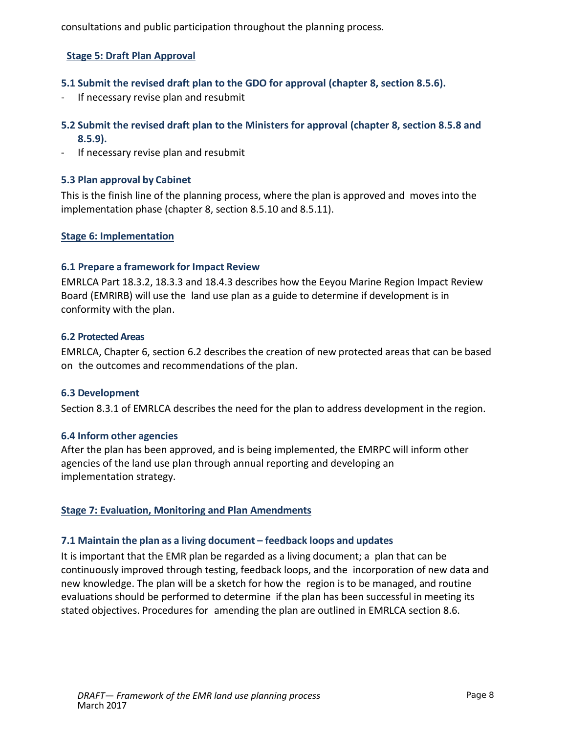consultations and public participation throughout the planning process.

## Stage 5: Draft Plan Approval

### 5.1 Submit the revised draft plan to the GDO for approval (chapter 8, section 8.5.6).

- If necessary revise plan and resubmit

### 5.2 Submit the revised draft plan to the Ministers for approval (chapter 8, section 8.5.8 and 8.5.9).

- If necessary revise plan and resubmit

### 5.3 Plan approval by Cabinet

This is the finish line of the planning process, where the plan is approved and moves into the implementation phase (chapter 8, section 8.5.10 and 8.5.11).

## Stage 6: Implementation

### 6.1 Prepare a framework for Impact Review

EMRLCA Part 18.3.2, 18.3.3 and 18.4.3 describes how the Eeyou Marine Region Impact Review Board (EMRIRB) will use the land use plan as a guide to determine if development is in conformity with the plan.

### 6.2 Protected Areas

EMRLCA, Chapter 6, section 6.2 describes the creation of new protected areas that can be based on the outcomes and recommendations of the plan.

### 6.3 Development

Section 8.3.1 of EMRLCA describes the need for the plan to address development in the region.

### 6.4 Inform other agencies

After the plan has been approved, and is being implemented, the EMRPC will inform other agencies of the land use plan through annual reporting and developing an implementation strategy.

## Stage 7: Evaluation, Monitoring and Plan Amendments

### 7.1 Maintain the plan as a living document – feedback loops and updates

It is important that the EMR plan be regarded as a living document; a plan that can be continuously improved through testing, feedback loops, and the incorporation of new data and new knowledge. The plan will be a sketch for how the region is to be managed, and routine evaluations should be performed to determine if the plan has been successful in meeting its stated objectives. Procedures for amending the plan are outlined in EMRLCA section 8.6.